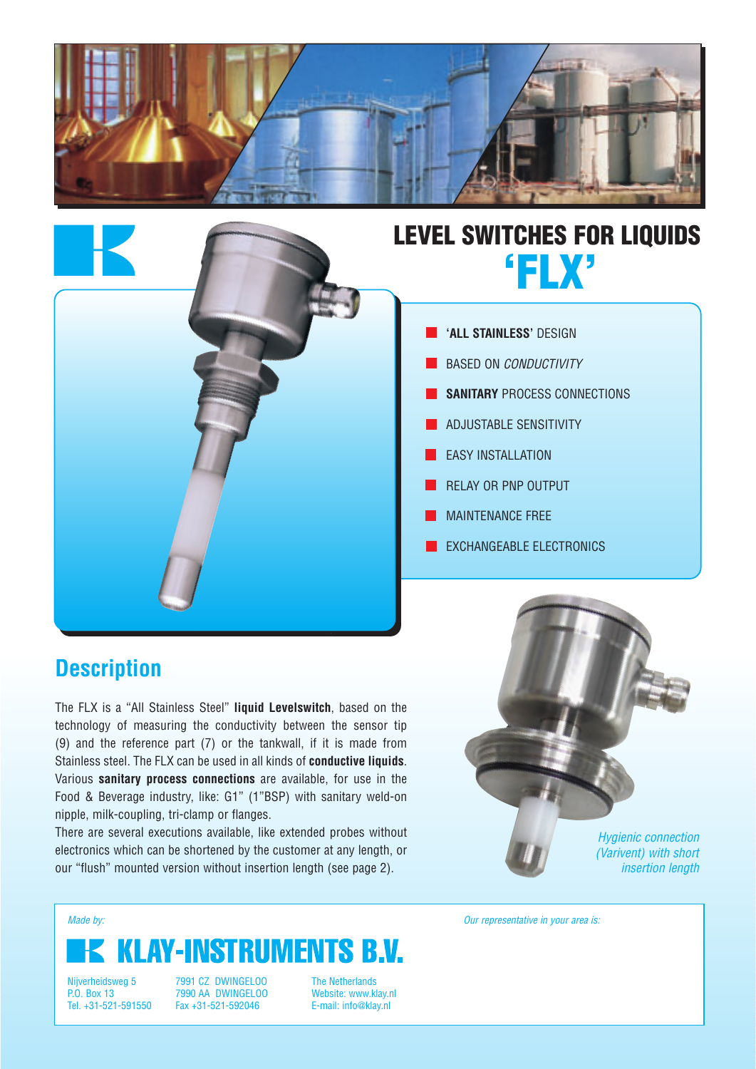# LEVEL SWITCHES FOR LIQUIDS

# 'FLX'

- **'ALL STAINLESS'** DESIGN
- BASED ON *CONDUCTIVITY*
- **SANITARY** PROCESS CONNECTIONS
- ADJUSTABLE SENSITIVITY
- EASY INSTALLATION
- RELAY OR PNP OUTPUT
- MAINTENANCE FREE
- EXCHANGEABLE ELECTRONICS

## Description

The FLX is a "All Stainless Steel" **liquid Levelswitch**, based on the technology of measuring the conductivity between the sensor tip (9) and the reference part (7) or the tankwall, if it is made from Stainless steel. The FLX can be used in all kinds of **conductive liquids**. Various **sanitary process connections** are available, for use in the Food & Beverage industry, like: G1" (1"BSP) with sanitary weld-on nipple, milk-coupling, tri-clamp or flanges.
There are several executions available, like extended probes without electronics which can be shortened by the customer at any length, or our "flush" mounted version without insertion length (see page 2).

*Hygienic connection (Varivent) with short insertion length*

*Made by:*

**KLAY-INSTRUMENTS B.V.**

Nijverheidsweg 5
P.O. Box 13
Tel. +31-521-591550

7991 CZ DWINGELOO
7990 AA DWINGELOO
Fax +31-521-592046

The Netherlands
Website: www.klay.nl
E-mail: info@klay.nl

*Our representative in your area is:*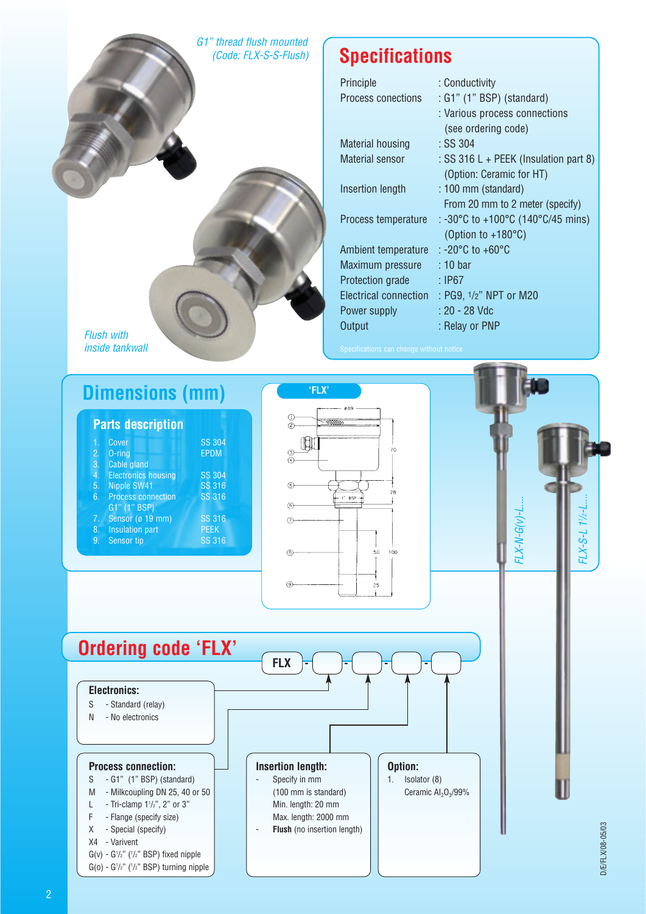*G1" thread flush mounted (Code: FLX-S-S-Flush)*

*Flush with inside tankwall*

## Specifications

| | |
|---|---|
| Principle | : Conductivity |
| Process conections | : G1" (1" BSP) (standard) |
| | : Various process connections (see ordering code) |
| Material housing | : SS 304 |
| Material sensor | : SS 316 L + PEEK (Insulation part 8) (Option: Ceramic for HT) |
| Insertion length | : 100 mm (standard) From 20 mm to 2 meter (specify) |
| Process temperature | : -30°C to +100°C (140°C/45 mins) (Option to +180°C) |
| Ambient temperature | : -20°C to +60°C |
| Maximum pressure | : 10 bar |
| Protection grade | : IP67 |
| Electrical connection | : PG9, 1/2" NPT or M20 |
| Power supply | : 20 - 28 Vdc |
| Output | : Relay or PNP |

Specifications can change without notice

## Dimensions (mm)

### Parts description

| | | |
|---|---|---|
| 1. | Cover | SS 304 |
| 2. | O-ring | EPDM |
| 3. | Cable gland | |
| 4. | Electronics housing | SS 304 |
| 5. | Nipple SW41 | SS 316 |
| 6. | Process connection G1" (1" BSP) | SS 316 |
| 7. | Sensor (ø 19 mm) | SS 316 |
| 8. | Insulation part | PEEK |
| 9. | Sensor tip | SS 316 |

'FLX'

ø 69
70
28
1" BSP
50
100
25

*FLX-N-G(v)-L....*

*FLX-S-L 1½-L....*

## Ordering code 'FLX'

FLX - [ ] - [ ] - [ ] - [ ]

**Electronics:**
- S - Standard (relay)
- N - No electronics

**Process connection:**
- S - G1" (1" BSP) (standard)
- M - Milkcoupling DN 25, 40 or 50
- L - Tri-clamp 1½", 2" or 3"
- F - Flange (specify size)
- X - Special (specify)
- X4 - Varivent
- G(v) - G½" (½" BSP) fixed nipple
- G(o) - G½" (½" BSP) turning nipple

**Insertion length:**
- Specify in mm (100 mm is standard) Min. length: 20 mm Max. length: 2000 mm
- **Flush** (no insertion length)

**Option:**
1. Isolator (8) Ceramic $Al_2O_3$/99%

D/E/FLX08-05/03